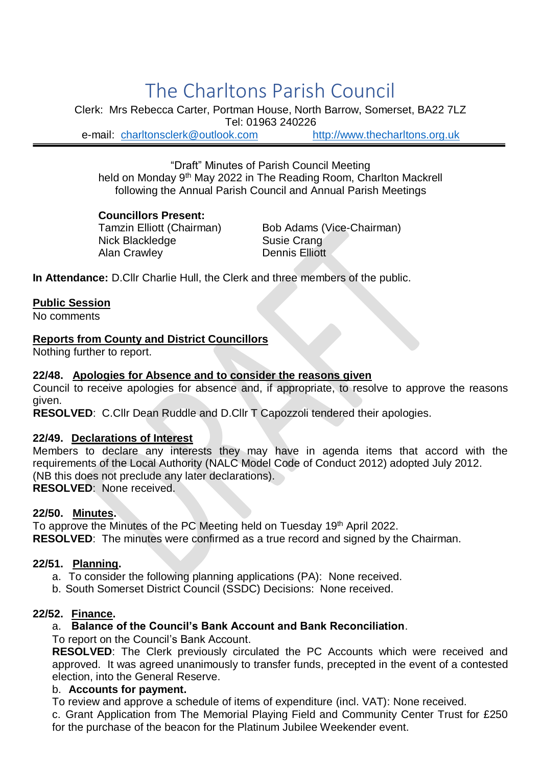# The Charltons Parish Council

Clerk: Mrs Rebecca Carter, Portman House, North Barrow, Somerset, BA22 7LZ
Tel: 01963 240226
e-mail: charltonsclerk@outlook.com http://www.thecharltons.org.uk

---

"Draft" Minutes of Parish Council Meeting
held on Monday 9th May 2022 in The Reading Room, Charlton Mackrell
following the Annual Parish Council and Annual Parish Meetings

**Councillors Present:**

Tamzin Elliott (Chairman)
Bob Adams (Vice-Chairman)
Nick Blackledge
Susie Crang
Alan Crawley
Dennis Elliott

**In Attendance:** D.Cllr Charlie Hull, the Clerk and three members of the public.

**Public Session**

No comments

**Reports from County and District Councillors**

Nothing further to report.

**22/48. Apologies for Absence and to consider the reasons given**

Council to receive apologies for absence and, if appropriate, to resolve to approve the reasons given.

**RESOLVED**: C.Cllr Dean Ruddle and D.Cllr T Capozzoli tendered their apologies.

**22/49. Declarations of Interest**

Members to declare any interests they may have in agenda items that accord with the requirements of the Local Authority (NALC Model Code of Conduct 2012) adopted July 2012.
(NB this does not preclude any later declarations).

**RESOLVED**: None received.

**22/50. Minutes.**

To approve the Minutes of the PC Meeting held on Tuesday 19th April 2022.

**RESOLVED**: The minutes were confirmed as a true record and signed by the Chairman.

**22/51. Planning.**

a. To consider the following planning applications (PA): None received.
b. South Somerset District Council (SSDC) Decisions: None received.

**22/52. Finance.**

a. **Balance of the Council's Bank Account and Bank Reconciliation**.

To report on the Council's Bank Account.

**RESOLVED**: The Clerk previously circulated the PC Accounts which were received and approved. It was agreed unanimously to transfer funds, precepted in the event of a contested election, into the General Reserve.

b. **Accounts for payment.**

To review and approve a schedule of items of expenditure (incl. VAT): None received.

c. Grant Application from The Memorial Playing Field and Community Center Trust for £250 for the purchase of the beacon for the Platinum Jubilee Weekender event.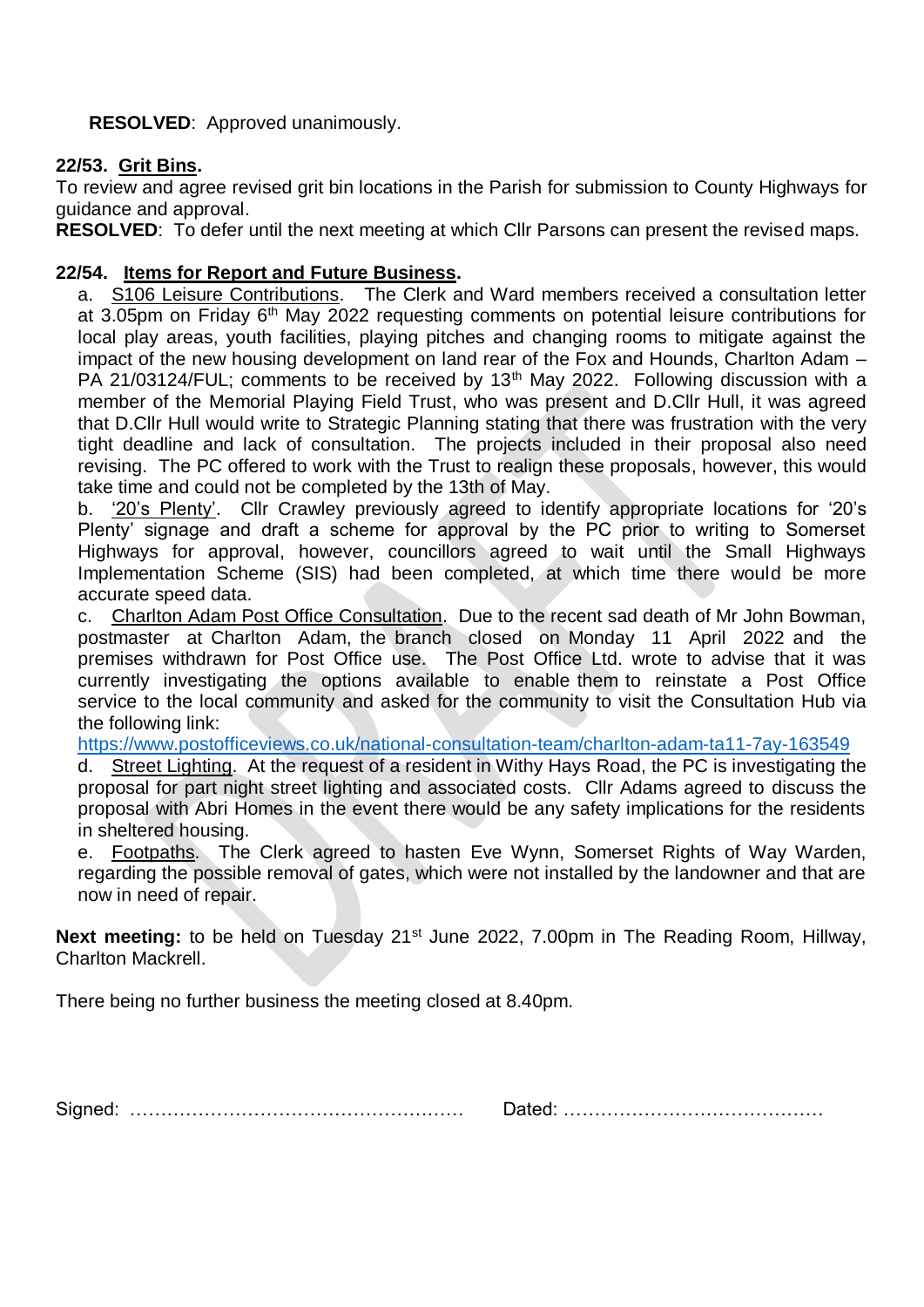**RESOLVED**: Approved unanimously.

**22/53. Grit Bins.**

To review and agree revised grit bin locations in the Parish for submission to County Highways for guidance and approval.

**RESOLVED**: To defer until the next meeting at which Cllr Parsons can present the revised maps.

**22/54. Items for Report and Future Business.**

a. S106 Leisure Contributions. The Clerk and Ward members received a consultation letter at 3.05pm on Friday 6th May 2022 requesting comments on potential leisure contributions for local play areas, youth facilities, playing pitches and changing rooms to mitigate against the impact of the new housing development on land rear of the Fox and Hounds, Charlton Adam – PA 21/03124/FUL; comments to be received by 13th May 2022. Following discussion with a member of the Memorial Playing Field Trust, who was present and D.Cllr Hull, it was agreed that D.Cllr Hull would write to Strategic Planning stating that there was frustration with the very tight deadline and lack of consultation. The projects included in their proposal also need revising. The PC offered to work with the Trust to realign these proposals, however, this would take time and could not be completed by the 13th of May.

b. '20's Plenty'. Cllr Crawley previously agreed to identify appropriate locations for '20's Plenty' signage and draft a scheme for approval by the PC prior to writing to Somerset Highways for approval, however, councillors agreed to wait until the Small Highways Implementation Scheme (SIS) had been completed, at which time there would be more accurate speed data.

c. Charlton Adam Post Office Consultation. Due to the recent sad death of Mr John Bowman, postmaster at Charlton Adam, the branch closed on Monday 11 April 2022 and the premises withdrawn for Post Office use. The Post Office Ltd. wrote to advise that it was currently investigating the options available to enable them to reinstate a Post Office service to the local community and asked for the community to visit the Consultation Hub via the following link:
https://www.postofficeviews.co.uk/national-consultation-team/charlton-adam-ta11-7ay-163549

d. Street Lighting. At the request of a resident in Withy Hays Road, the PC is investigating the proposal for part night street lighting and associated costs. Cllr Adams agreed to discuss the proposal with Abri Homes in the event there would be any safety implications for the residents in sheltered housing.

e. Footpaths. The Clerk agreed to hasten Eve Wynn, Somerset Rights of Way Warden, regarding the possible removal of gates, which were not installed by the landowner and that are now in need of repair.

**Next meeting:** to be held on Tuesday 21st June 2022, 7.00pm in The Reading Room, Hillway, Charlton Mackrell.

There being no further business the meeting closed at 8.40pm.

Signed: ……………………………………………… Dated: ……………………………………